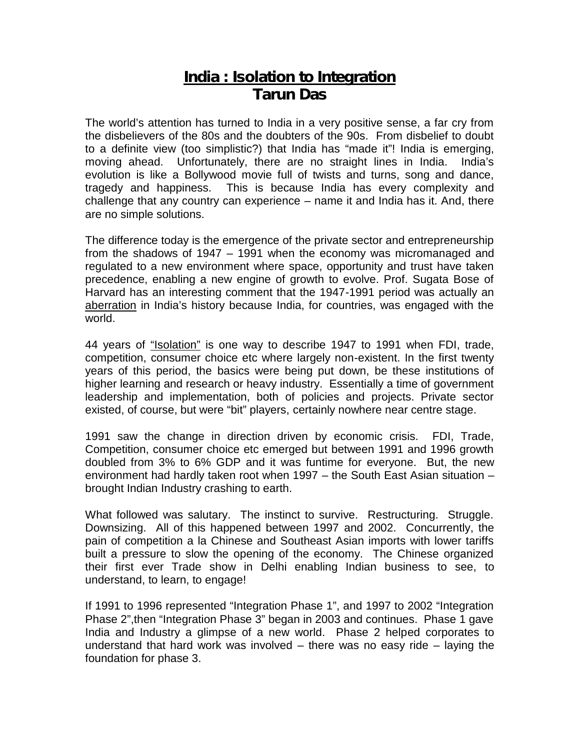# <u>India : Isolation to Integration</u>

**Tarun Das**

The world's attention has turned to India in a very positive sense, a far cry from the disbelievers of the 80s and the doubters of the 90s. From disbelief to doubt to a definite view (too simplistic?) that India has "made it"! India is emerging, moving ahead. Unfortunately, there are no straight lines in India. India's evolution is like a Bollywood movie full of twists and turns, song and dance, tragedy and happiness. This is because India has every complexity and challenge that any country can experience – name it and India has it. And, there are no simple solutions.

The difference today is the emergence of the private sector and entrepreneurship from the shadows of 1947 – 1991 when the economy was micromanaged and regulated to a new environment where space, opportunity and trust have taken precedence, enabling a new engine of growth to evolve. Prof. Sugata Bose of Harvard has an interesting comment that the 1947-1991 period was actually an <u>aberration</u> in India's history because India, for countries, was engaged with the world.

44 years of <u>"Isolation"</u> is one way to describe 1947 to 1991 when FDI, trade, competition, consumer choice etc where largely non-existent. In the first twenty years of this period, the basics were being put down, be these institutions of higher learning and research or heavy industry. Essentially a time of government leadership and implementation, both of policies and projects. Private sector existed, of course, but were "bit" players, certainly nowhere near centre stage.

1991 saw the change in direction driven by economic crisis. FDI, Trade, Competition, consumer choice etc emerged but between 1991 and 1996 growth doubled from 3% to 6% GDP and it was funtime for everyone. But, the new environment had hardly taken root when 1997 – the South East Asian situation – brought Indian Industry crashing to earth.

What followed was salutary. The instinct to survive. Restructuring. Struggle. Downsizing. All of this happened between 1997 and 2002. Concurrently, the pain of competition a la Chinese and Southeast Asian imports with lower tariffs built a pressure to slow the opening of the economy. The Chinese organized their first ever Trade show in Delhi enabling Indian business to see, to understand, to learn, to engage!

If 1991 to 1996 represented "Integration Phase 1", and 1997 to 2002 "Integration Phase 2",then "Integration Phase 3" began in 2003 and continues. Phase 1 gave India and Industry a glimpse of a new world. Phase 2 helped corporates to understand that hard work was involved – there was no easy ride – laying the foundation for phase 3.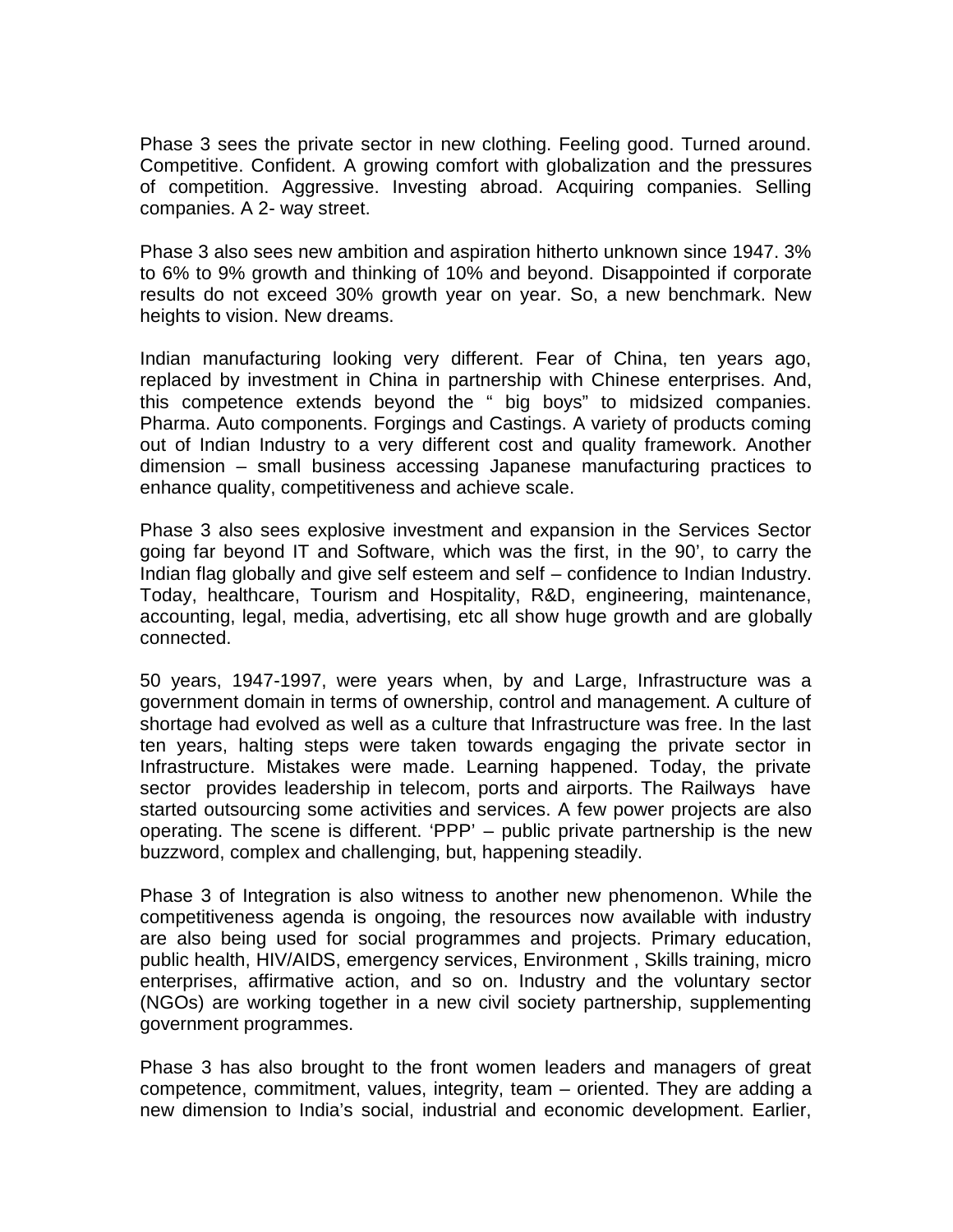Phase 3 sees the private sector in new clothing. Feeling good. Turned around. Competitive. Confident. A growing comfort with globalization and the pressures of competition. Aggressive. Investing abroad. Acquiring companies. Selling companies. A 2- way street.

Phase 3 also sees new ambition and aspiration hitherto unknown since 1947. 3% to 6% to 9% growth and thinking of 10% and beyond. Disappointed if corporate results do not exceed 30% growth year on year. So, a new benchmark. New heights to vision. New dreams.

Indian manufacturing looking very different. Fear of China, ten years ago, replaced by investment in China in partnership with Chinese enterprises. And, this competence extends beyond the " big boys" to midsized companies. Pharma. Auto components. Forgings and Castings. A variety of products coming out of Indian Industry to a very different cost and quality framework. Another dimension – small business accessing Japanese manufacturing practices to enhance quality, competitiveness and achieve scale.

Phase 3 also sees explosive investment and expansion in the Services Sector going far beyond IT and Software, which was the first, in the 90', to carry the Indian flag globally and give self esteem and self – confidence to Indian Industry. Today, healthcare, Tourism and Hospitality, R&D, engineering, maintenance, accounting, legal, media, advertising, etc all show huge growth and are globally connected.

50 years, 1947-1997, were years when, by and Large, Infrastructure was a government domain in terms of ownership, control and management. A culture of shortage had evolved as well as a culture that Infrastructure was free. In the last ten years, halting steps were taken towards engaging the private sector in Infrastructure. Mistakes were made. Learning happened. Today, the private sector provides leadership in telecom, ports and airports. The Railways have started outsourcing some activities and services. A few power projects are also operating. The scene is different. 'PPP' – public private partnership is the new buzzword, complex and challenging, but, happening steadily.

Phase 3 of Integration is also witness to another new phenomenon. While the competitiveness agenda is ongoing, the resources now available with industry are also being used for social programmes and projects. Primary education, public health, HIV/AIDS, emergency services, Environment , Skills training, micro enterprises, affirmative action, and so on. Industry and the voluntary sector (NGOs) are working together in a new civil society partnership, supplementing government programmes.

Phase 3 has also brought to the front women leaders and managers of great competence, commitment, values, integrity, team – oriented. They are adding a new dimension to India's social, industrial and economic development. Earlier,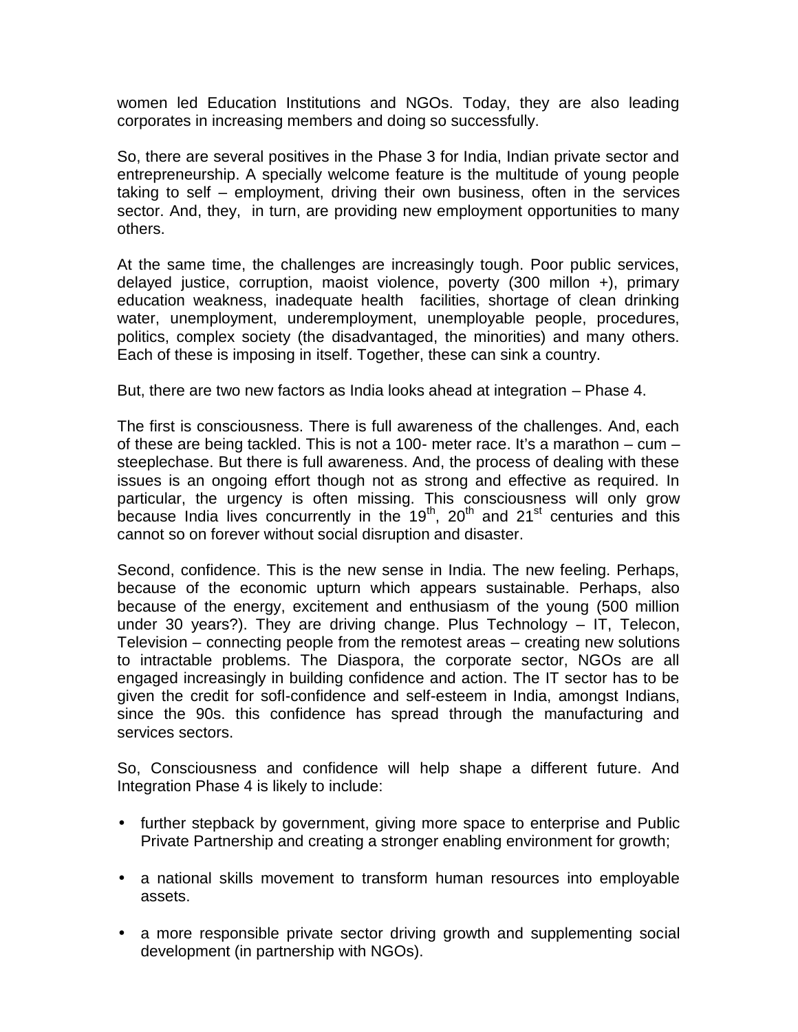women led Education Institutions and NGOs. Today, they are also leading corporates in increasing members and doing so successfully.

So, there are several positives in the Phase 3 for India, Indian private sector and entrepreneurship. A specially welcome feature is the multitude of young people taking to self – employment, driving their own business, often in the services sector. And, they, in turn, are providing new employment opportunities to many others.

At the same time, the challenges are increasingly tough. Poor public services, delayed justice, corruption, maoist violence, poverty (300 millon +), primary education weakness, inadequate health facilities, shortage of clean drinking water, unemployment, underemployment, unemployable people, procedures, politics, complex society (the disadvantaged, the minorities) and many others. Each of these is imposing in itself. Together, these can sink a country.

But, there are two new factors as India looks ahead at integration – Phase 4.

The first is consciousness. There is full awareness of the challenges. And, each of these are being tackled. This is not a 100- meter race. It's a marathon – cum – steeplechase. But there is full awareness. And, the process of dealing with these issues is an ongoing effort though not as strong and effective as required. In particular, the urgency is often missing. This consciousness will only grow because India lives concurrently in the 19th, 20th and 21st centuries and this cannot so on forever without social disruption and disaster.

Second, confidence. This is the new sense in India. The new feeling. Perhaps, because of the economic upturn which appears sustainable. Perhaps, also because of the energy, excitement and enthusiasm of the young (500 million under 30 years?). They are driving change. Plus Technology – IT, Telecon, Television – connecting people from the remotest areas – creating new solutions to intractable problems. The Diaspora, the corporate sector, NGOs are all engaged increasingly in building confidence and action. The IT sector has to be given the credit for sofl-confidence and self-esteem in India, amongst Indians, since the 90s. this confidence has spread through the manufacturing and services sectors.

So, Consciousness and confidence will help shape a different future. And Integration Phase 4 is likely to include:

- further stepback by government, giving more space to enterprise and Public Private Partnership and creating a stronger enabling environment for growth;

- a national skills movement to transform human resources into employable assets.

- a more responsible private sector driving growth and supplementing social development (in partnership with NGOs).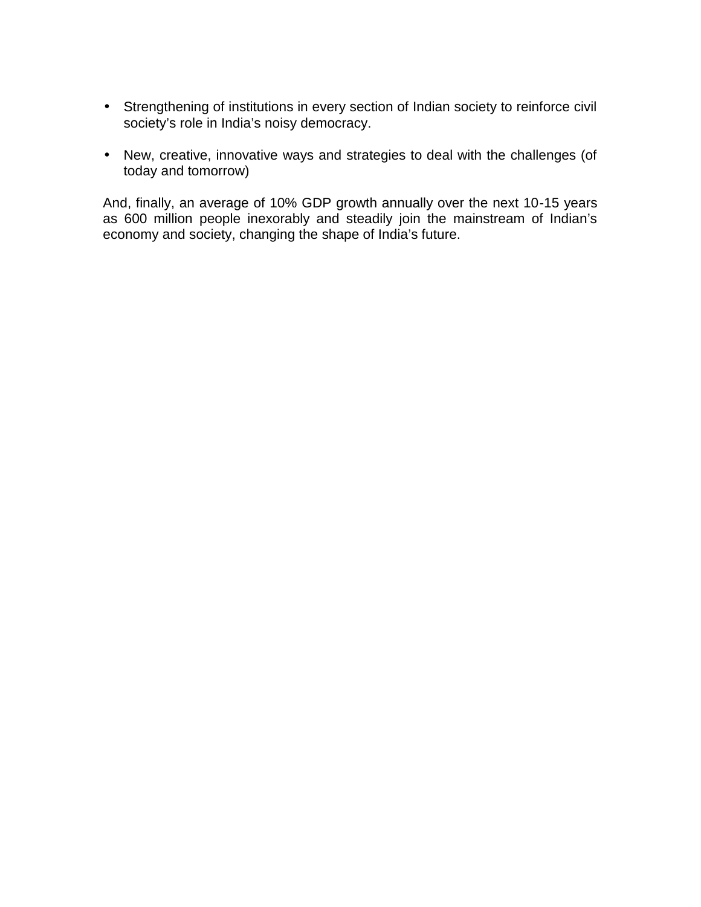- Strengthening of institutions in every section of Indian society to reinforce civil society's role in India's noisy democracy.

- New, creative, innovative ways and strategies to deal with the challenges (of today and tomorrow)

And, finally, an average of 10% GDP growth annually over the next 10-15 years as 600 million people inexorably and steadily join the mainstream of Indian's economy and society, changing the shape of India's future.